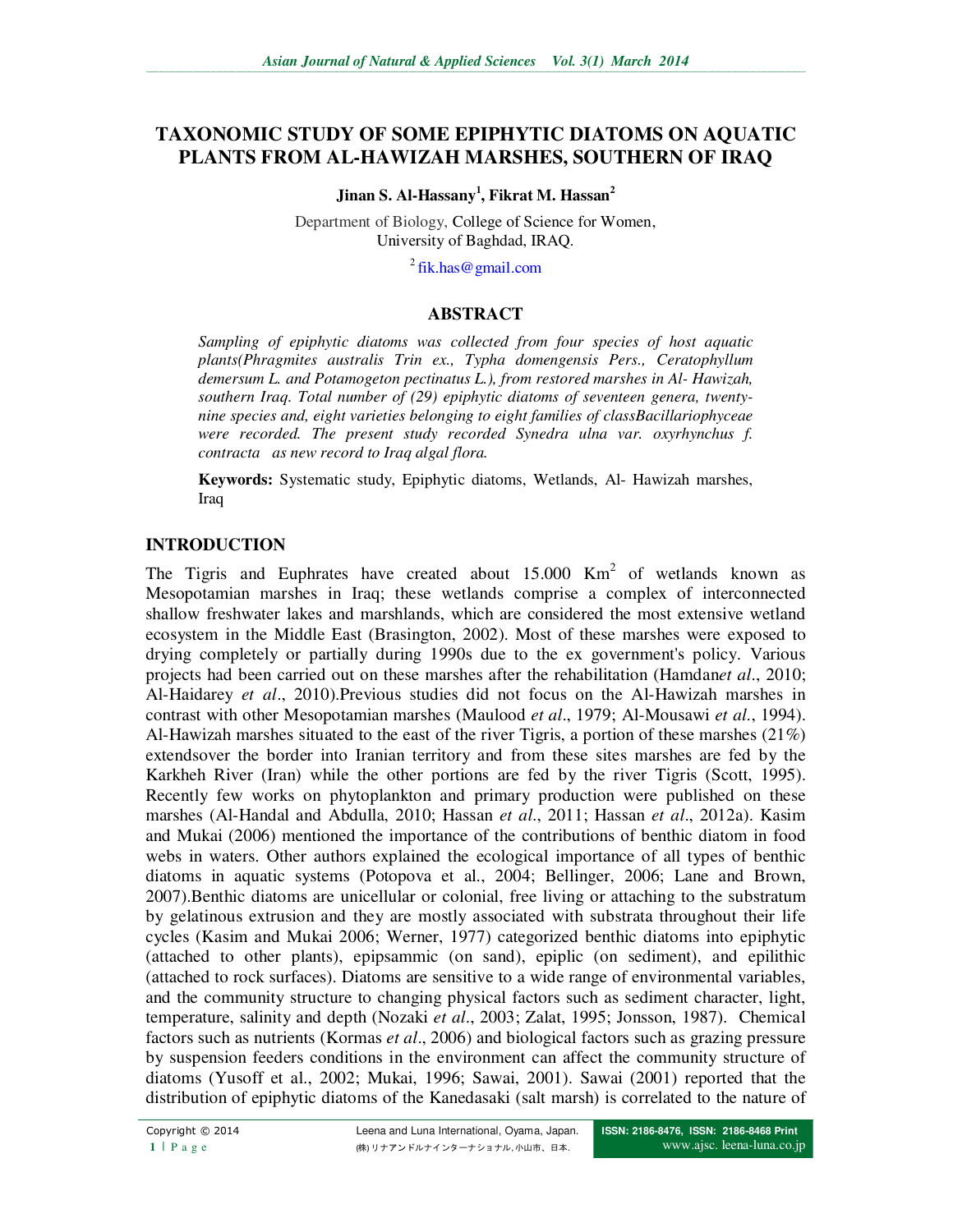# TAXONOMIC STUDY OF SOME EPIPHYTIC DIATOMS ON AQUATIC PLANTS FROM AL-HAWIZAH MARSHES, SOUTHERN OF IRAQ

**Jinan S. Al-Hassany[1], Fikrat M. Hassan[2]**

Department of Biology, College of Science for Women, University of Baghdad, IRAQ.

[2] fik.has@gmail.com

## ABSTRACT

*Sampling of epiphytic diatoms was collected from four species of host aquatic plants(Phragmites australis Trin ex., Typha domengensis Pers., Ceratophyllum demersum L. and Potamogeton pectinatus L.), from restored marshes in Al- Hawizah, southern Iraq. Total number of (29) epiphytic diatoms of seventeen genera, twenty-nine species and, eight varieties belonging to eight families of classBacillariophyceae were recorded. The present study recorded Synedra ulna var. oxyrhynchus f. contracta as new record to Iraq algal flora.*

**Keywords:** Systematic study, Epiphytic diatoms, Wetlands, Al- Hawizah marshes, Iraq

## INTRODUCTION

The Tigris and Euphrates have created about 15.000 Km$^2$ of wetlands known as Mesopotamian marshes in Iraq; these wetlands comprise a complex of interconnected shallow freshwater lakes and marshlands, which are considered the most extensive wetland ecosystem in the Middle East (Brasington, 2002). Most of these marshes were exposed to drying completely or partially during 1990s due to the ex government's policy. Various projects had been carried out on these marshes after the rehabilitation (Hamdan*et al*., 2010; Al-Haidarey *et al*., 2010).Previous studies did not focus on the Al-Hawizah marshes in contrast with other Mesopotamian marshes (Maulood *et al*., 1979; Al-Mousawi *et al.*, 1994). Al-Hawizah marshes situated to the east of the river Tigris, a portion of these marshes (21%) extendsover the border into Iranian territory and from these sites marshes are fed by the Karkheh River (Iran) while the other portions are fed by the river Tigris (Scott, 1995). Recently few works on phytoplankton and primary production were published on these marshes (Al-Handal and Abdulla, 2010; Hassan *et al*., 2011; Hassan *et al*., 2012a). Kasim and Mukai (2006) mentioned the importance of the contributions of benthic diatom in food webs in waters. Other authors explained the ecological importance of all types of benthic diatoms in aquatic systems (Potopova et al., 2004; Bellinger, 2006; Lane and Brown, 2007).Benthic diatoms are unicellular or colonial, free living or attaching to the substratum by gelatinous extrusion and they are mostly associated with substrata throughout their life cycles (Kasim and Mukai 2006; Werner, 1977) categorized benthic diatoms into epiphytic (attached to other plants), epipsammic (on sand), epiplic (on sediment), and epilithic (attached to rock surfaces). Diatoms are sensitive to a wide range of environmental variables, and the community structure to changing physical factors such as sediment character, light, temperature, salinity and depth (Nozaki *et al*., 2003; Zalat, 1995; Jonsson, 1987). Chemical factors such as nutrients (Kormas *et al*., 2006) and biological factors such as grazing pressure by suspension feeders conditions in the environment can affect the community structure of diatoms (Yusoff et al., 2002; Mukai, 1996; Sawai, 2001). Sawai (2001) reported that the distribution of epiphytic diatoms of the Kanedasaki (salt marsh) is correlated to the nature of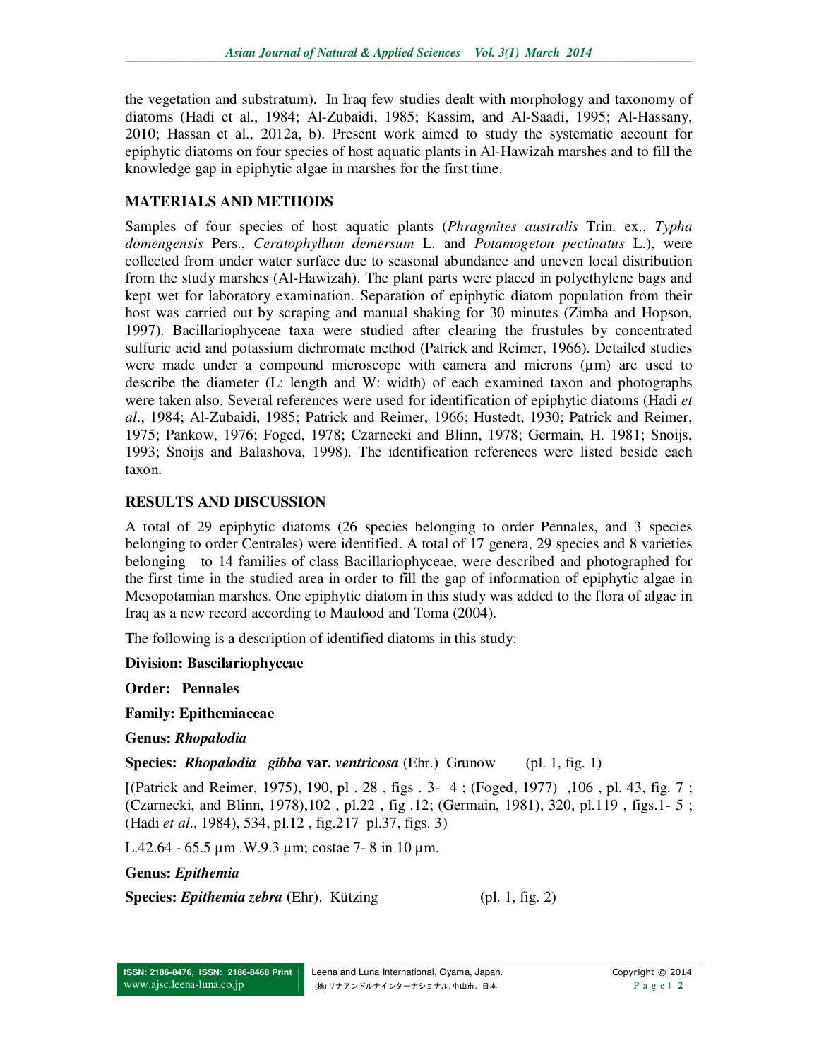the vegetation and substratum). In Iraq few studies dealt with morphology and taxonomy of diatoms (Hadi et al., 1984; Al-Zubaidi, 1985; Kassim, and Al-Saadi, 1995; Al-Hassany, 2010; Hassan et al., 2012a, b). Present work aimed to study the systematic account for epiphytic diatoms on four species of host aquatic plants in Al-Hawizah marshes and to fill the knowledge gap in epiphytic algae in marshes for the first time.

## MATERIALS AND METHODS

Samples of four species of host aquatic plants (*Phragmites australis* Trin. ex., *Typha domengensis* Pers., *Ceratophyllum demersum* L. and *Potamogeton pectinatus* L.), were collected from under water surface due to seasonal abundance and uneven local distribution from the study marshes (Al-Hawizah). The plant parts were placed in polyethylene bags and kept wet for laboratory examination. Separation of epiphytic diatom population from their host was carried out by scraping and manual shaking for 30 minutes (Zimba and Hopson, 1997). Bacillariophyceae taxa were studied after clearing the frustules by concentrated sulfuric acid and potassium dichromate method (Patrick and Reimer, 1966). Detailed studies were made under a compound microscope with camera and microns (µm) are used to describe the diameter (L: length and W: width) of each examined taxon and photographs were taken also. Several references were used for identification of epiphytic diatoms (Hadi *et al*., 1984; Al-Zubaidi, 1985; Patrick and Reimer, 1966; Hustedt, 1930; Patrick and Reimer, 1975; Pankow, 1976; Foged, 1978; Czarnecki and Blinn, 1978; Germain, H. 1981; Snoijs, 1993; Snoijs and Balashova, 1998). The identification references were listed beside each taxon.

## RESULTS AND DISCUSSION

A total of 29 epiphytic diatoms (26 species belonging to order Pennales, and 3 species belonging to order Centrales) were identified. A total of 17 genera, 29 species and 8 varieties belonging to 14 families of class Bacillariophyceae, were described and photographed for the first time in the studied area in order to fill the gap of information of epiphytic algae in Mesopotamian marshes. One epiphytic diatom in this study was added to the flora of algae in Iraq as a new record according to Maulood and Toma (2004).

The following is a description of identified diatoms in this study:

**Division: Bascilariophyceae**

**Order: Pennales**

**Family: Epithemiaceae**

**Genus: *Rhopalodia***

**Species: *Rhopalodia gibba* var. *ventricosa*** (Ehr.) Grunow (pl. 1, fig. 1)

[(Patrick and Reimer, 1975), 190, pl . 28 , figs . 3- 4 ; (Foged, 1977) ,106 , pl. 43, fig. 7 ; (Czarnecki, and Blinn, 1978),102 , pl.22 , fig .12; (Germain, 1981), 320, pl.119 , figs.1- 5 ; (Hadi *et al*., 1984), 534, pl.12 , fig.217 pl.37, figs. 3)

L.42.64 - 65.5 µm .W.9.3 µm; costae 7- 8 in 10 µm.

**Genus: *Epithemia***

**Species: *Epithemia zebra*** (Ehr). Kützing (pl. 1, fig. 2)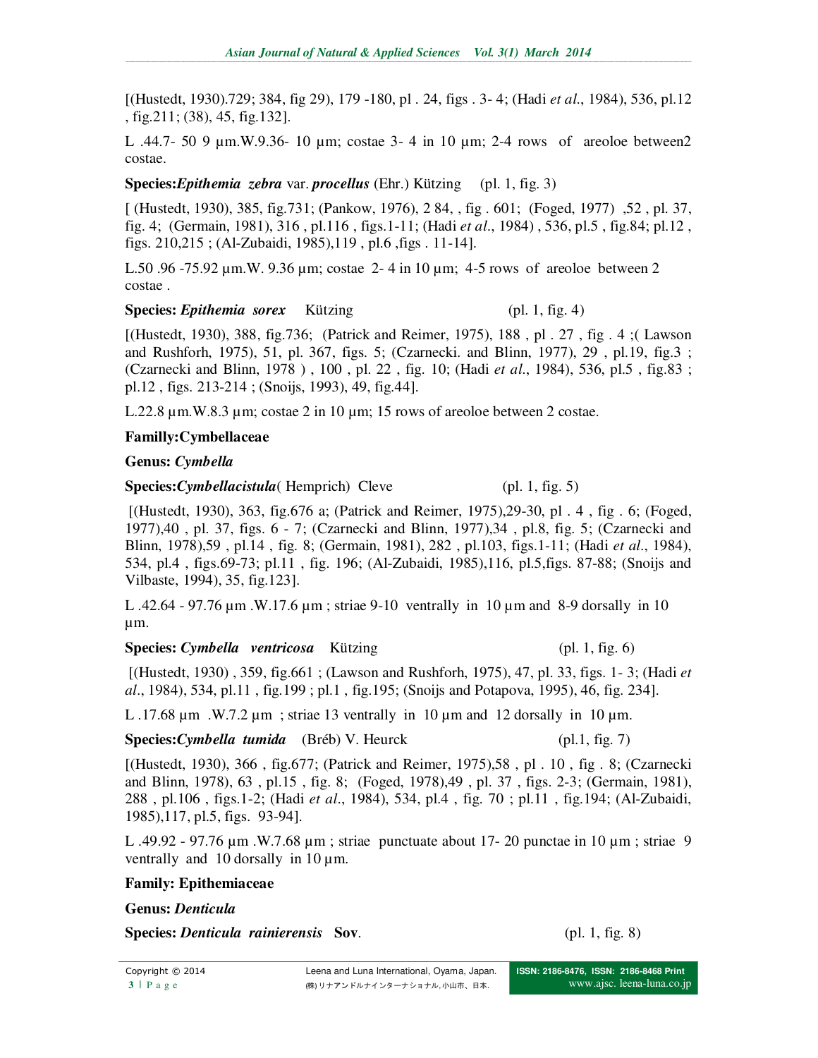[(Hustedt, 1930).729; 384, fig 29), 179 -180, pl . 24, figs . 3- 4; (Hadi *et al*., 1984), 536, pl.12 , fig.211; (38), 45, fig.132].

L .44.7- 50 9 µm.W.9.36- 10 µm; costae 3- 4 in 10 µm; 2-4 rows of areoloe between2 costae.

**Species:*Epithemia zebra* var. *procellus*** (Ehr.) Kützing (pl. 1, fig. 3)

[ (Hustedt, 1930), 385, fig.731; (Pankow, 1976), 2 84, , fig . 601; (Foged, 1977) ,52 , pl. 37, fig. 4; (Germain, 1981), 316 , pl.116 , figs.1-11; (Hadi *et al*., 1984) , 536, pl.5 , fig.84; pl.12 , figs. 210,215 ; (Al-Zubaidi, 1985),119 , pl.6 ,figs . 11-14].

L.50 .96 -75.92 µm.W. 9.36 µm; costae 2- 4 in 10 µm; 4-5 rows of areoloe between 2 costae .

**Species: *Epithemia sorex*** Kützing (pl. 1, fig. 4)

[(Hustedt, 1930), 388, fig.736; (Patrick and Reimer, 1975), 188 , pl . 27 , fig . 4 ;( Lawson and Rushforh, 1975), 51, pl. 367, figs. 5; (Czarnecki. and Blinn, 1977), 29 , pl.19, fig.3 ; (Czarnecki and Blinn, 1978 ) , 100 , pl. 22 , fig. 10; (Hadi *et al*., 1984), 536, pl.5 , fig.83 ; pl.12 , figs. 213-214 ; (Snoijs, 1993), 49, fig.44].

L.22.8 µm.W.8.3 µm; costae 2 in 10 µm; 15 rows of areoloe between 2 costae.

**Familly:Cymbellaceae**

**Genus: *Cymbella***

**Species:*Cymbellacistula*(** Hemprich) Cleve (pl. 1, fig. 5)

[(Hustedt, 1930), 363, fig.676 a; (Patrick and Reimer, 1975),29-30, pl . 4 , fig . 6; (Foged, 1977),40 , pl. 37, figs. 6 - 7; (Czarnecki and Blinn, 1977),34 , pl.8, fig. 5; (Czarnecki and Blinn, 1978),59 , pl.14 , fig. 8; (Germain, 1981), 282 , pl.103, figs.1-11; (Hadi *et al*., 1984), 534, pl.4 , figs.69-73; pl.11 , fig. 196; (Al-Zubaidi, 1985),116, pl.5,figs. 87-88; (Snoijs and Vilbaste, 1994), 35, fig.123].

L .42.64 - 97.76 µm .W.17.6 µm ; striae 9-10 ventrally in 10 µm and 8-9 dorsally in 10 µm.

**Species: *Cymbella ventricosa*** Kützing (pl. 1, fig. 6)

[(Hustedt, 1930) , 359, fig.661 ; (Lawson and Rushforh, 1975), 47, pl. 33, figs. 1- 3; (Hadi *et al*., 1984), 534, pl.11 , fig.199 ; pl.1 , fig.195; (Snoijs and Potapova, 1995), 46, fig. 234].

L .17.68 µm .W.7.2 µm ; striae 13 ventrally in 10 µm and 12 dorsally in 10 µm.

**Species:*Cymbella tumida*** (Bréb) V. Heurck (pl.1, fig. 7)

[(Hustedt, 1930), 366 , fig.677; (Patrick and Reimer, 1975),58 , pl . 10 , fig . 8; (Czarnecki and Blinn, 1978), 63 , pl.15 , fig. 8; (Foged, 1978),49 , pl. 37 , figs. 2-3; (Germain, 1981), 288 , pl.106 , figs.1-2; (Hadi *et al*., 1984), 534, pl.4 , fig. 70 ; pl.11 , fig.194; (Al-Zubaidi, 1985),117, pl.5, figs. 93-94].

L .49.92 - 97.76 µm .W.7.68 µm ; striae punctuate about 17- 20 punctae in 10 µm ; striae 9 ventrally and 10 dorsally in 10 µm.

**Family: Epithemiaceae**

**Genus: *Denticula***

**Species: *Denticula rainierensis* Sov**. (pl. 1, fig. 8)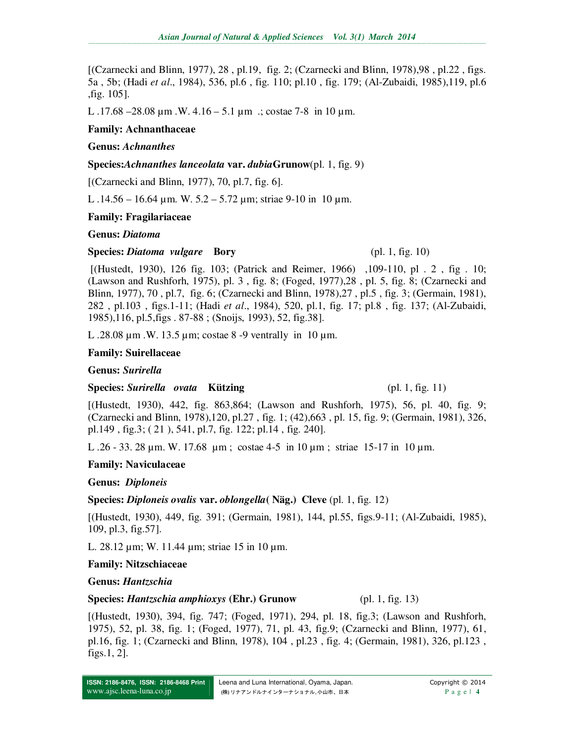[(Czarnecki and Blinn, 1977), 28 , pl.19, fig. 2; (Czarnecki and Blinn, 1978),98 , pl.22 , figs. 5a , 5b; (Hadi *et al*., 1984), 536, pl.6 , fig. 110; pl.10 , fig. 179; (Al-Zubaidi, 1985),119, pl.6 ,fig. 105].

L .17.68 –28.08 µm .W. 4.16 – 5.1 µm .; costae 7-8 in 10 µm.

**Family: Achnanthaceae**

**Genus:** ***Achnanthes***

**Species:*Achnanthes lanceolata* var. *dubia*Grunow**(pl. 1, fig. 9)

[(Czarnecki and Blinn, 1977), 70, pl.7, fig. 6].

L .14.56 – 16.64 µm. W. 5.2 – 5.72 µm; striae 9-10 in 10 µm.

**Family: Fragilariaceae**

**Genus:** ***Diatoma***

**Species:** ***Diatoma vulgare*** **Bory** (pl. 1, fig. 10)

[(Hustedt, 1930), 126 fig. 103; (Patrick and Reimer, 1966) ,109-110, pl . 2 , fig . 10; (Lawson and Rushforh, 1975), pl. 3 , fig. 8; (Foged, 1977),28 , pl. 5, fig. 8; (Czarnecki and Blinn, 1977), 70 , pl.7, fig. 6; (Czarnecki and Blinn, 1978),27 , pl.5 , fig. 3; (Germain, 1981), 282 , pl.103 , figs.1-11; (Hadi *et al*., 1984), 520, pl.1, fig. 17; pl.8 , fig. 137; (Al-Zubaidi, 1985),116, pl.5,figs . 87-88 ; (Snoijs, 1993), 52, fig.38].

L .28.08 µm .W. 13.5 µm; costae 8 -9 ventrally in 10 µm.

**Family: Suirellaceae**

**Genus:** ***Surirella***

**Species:** ***Surirella ovata*** **Kützing** (pl. 1, fig. 11)

[(Hustedt, 1930), 442, fig. 863,864; (Lawson and Rushforh, 1975), 56, pl. 40, fig. 9; (Czarnecki and Blinn, 1978),120, pl.27 , fig. 1; (42),663 , pl. 15, fig. 9; (Germain, 1981), 326, pl.149 , fig.3; ( 21 ), 541, pl.7, fig. 122; pl.14 , fig. 240].

L .26 - 33. 28 µm. W. 17.68 µm ; costae 4-5 in 10 µm ; striae 15-17 in 10 µm.

**Family: Naviculaceae**

**Genus:** ***Diploneis***

**Species:** ***Diploneis ovalis* var. *oblongella*( Näg.) Cleve** (pl. 1, fig. 12)

[(Hustedt, 1930), 449, fig. 391; (Germain, 1981), 144, pl.55, figs.9-11; (Al-Zubaidi, 1985), 109, pl.3, fig.57].

L. 28.12 µm; W. 11.44 µm; striae 15 in 10 µm.

**Family: Nitzschiaceae**

**Genus:** ***Hantzschia***

**Species:** ***Hantzschia amphioxys*** **(Ehr.) Grunow** (pl. 1, fig. 13)

[(Hustedt, 1930), 394, fig. 747; (Foged, 1971), 294, pl. 18, fig.3; (Lawson and Rushforh, 1975), 52, pl. 38, fig. 1; (Foged, 1977), 71, pl. 43, fig.9; (Czarnecki and Blinn, 1977), 61, pl.16, fig. 1; (Czarnecki and Blinn, 1978), 104 , pl.23 , fig. 4; (Germain, 1981), 326, pl.123 , figs.1, 2].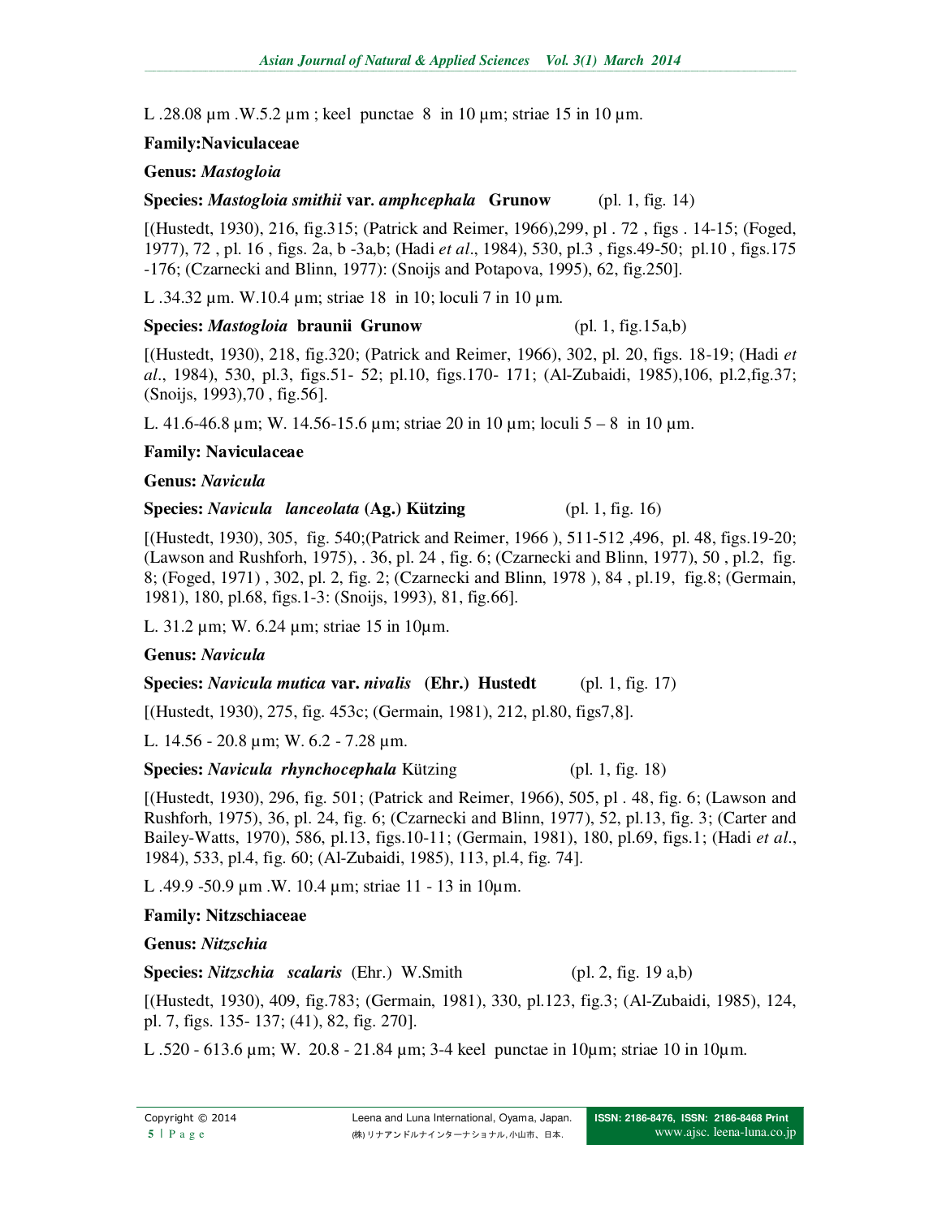L .28.08 µm .W.5.2 µm ; keel punctae 8 in 10 µm; striae 15 in 10 µm.

**Family:Naviculaceae**

**Genus:** ***Mastogloia***

**Species:** ***Mastogloia smithii*** **var.** ***amphcephala*** **Grunow** (pl. 1, fig. 14)

[(Hustedt, 1930), 216, fig.315; (Patrick and Reimer, 1966),299, pl . 72 , figs . 14-15; (Foged, 1977), 72 , pl. 16 , figs. 2a, b -3a,b; (Hadi *et al*., 1984), 530, pl.3 , figs.49-50; pl.10 , figs.175 -176; (Czarnecki and Blinn, 1977): (Snoijs and Potapova, 1995), 62, fig.250].

L .34.32 µm. W.10.4 µm; striae 18 in 10; loculi 7 in 10 µm.

**Species:** ***Mastogloia*** **braunii Grunow** (pl. 1, fig.15a,b)

[(Hustedt, 1930), 218, fig.320; (Patrick and Reimer, 1966), 302, pl. 20, figs. 18-19; (Hadi *et al*., 1984), 530, pl.3, figs.51- 52; pl.10, figs.170- 171; (Al-Zubaidi, 1985),106, pl.2,fig.37; (Snoijs, 1993),70 , fig.56].

L. 41.6-46.8 µm; W. 14.56-15.6 µm; striae 20 in 10 µm; loculi 5 – 8 in 10 µm.

**Family: Naviculaceae**

**Genus:** ***Navicula***

**Species:** ***Navicula lanceolata*** **(Ag.) Kützing** (pl. 1, fig. 16)

[(Hustedt, 1930), 305, fig. 540;(Patrick and Reimer, 1966 ), 511-512 ,496, pl. 48, figs.19-20; (Lawson and Rushforh, 1975), . 36, pl. 24 , fig. 6; (Czarnecki and Blinn, 1977), 50 , pl.2, fig. 8; (Foged, 1971) , 302, pl. 2, fig. 2; (Czarnecki and Blinn, 1978 ), 84 , pl.19, fig.8; (Germain, 1981), 180, pl.68, figs.1-3: (Snoijs, 1993), 81, fig.66].

L. 31.2 µm; W. 6.24 µm; striae 15 in 10µm.

**Genus:** ***Navicula***

**Species:** ***Navicula mutica*** **var.** ***nivalis*** **(Ehr.) Hustedt** (pl. 1, fig. 17)

[(Hustedt, 1930), 275, fig. 453c; (Germain, 1981), 212, pl.80, figs7,8].

L. 14.56 - 20.8 µm; W. 6.2 - 7.28 µm.

**Species:** ***Navicula rhynchocephala*** Kützing (pl. 1, fig. 18)

[(Hustedt, 1930), 296, fig. 501; (Patrick and Reimer, 1966), 505, pl . 48, fig. 6; (Lawson and Rushforh, 1975), 36, pl. 24, fig. 6; (Czarnecki and Blinn, 1977), 52, pl.13, fig. 3; (Carter and Bailey-Watts, 1970), 586, pl.13, figs.10-11; (Germain, 1981), 180, pl.69, figs.1; (Hadi *et al*., 1984), 533, pl.4, fig. 60; (Al-Zubaidi, 1985), 113, pl.4, fig. 74].

L .49.9 -50.9 µm .W. 10.4 µm; striae 11 - 13 in 10µm.

**Family: Nitzschiaceae**

**Genus:** ***Nitzschia***

**Species:** ***Nitzschia scalaris*** (Ehr.) W.Smith (pl. 2, fig. 19 a,b)

[(Hustedt, 1930), 409, fig.783; (Germain, 1981), 330, pl.123, fig.3; (Al-Zubaidi, 1985), 124, pl. 7, figs. 135- 137; (41), 82, fig. 270].

L .520 - 613.6 µm; W. 20.8 - 21.84 µm; 3-4 keel punctae in 10µm; striae 10 in 10µm.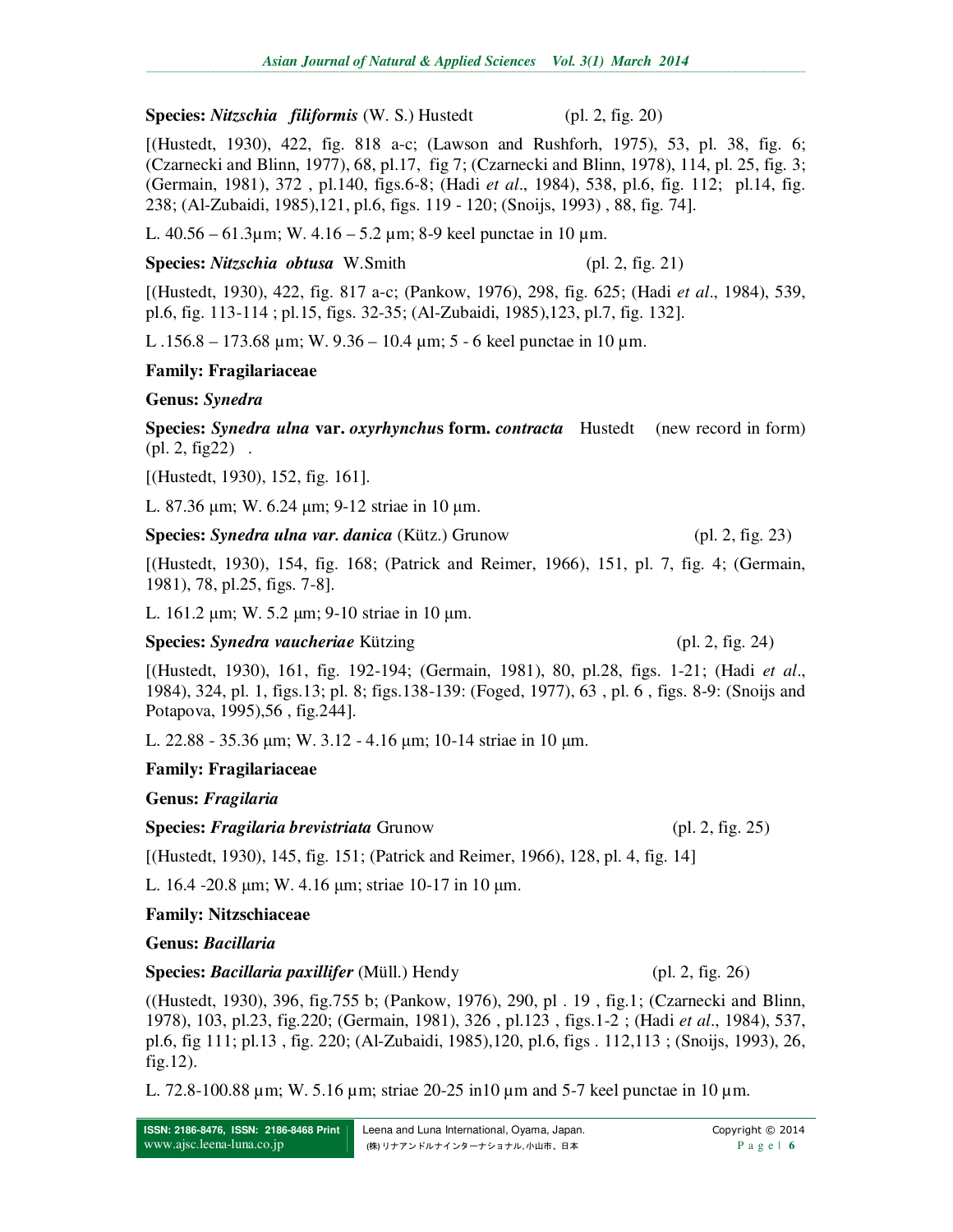**Species:** ***Nitzschia filiformis*** (W. S.) Hustedt (pl. 2, fig. 20)

[(Hustedt, 1930), 422, fig. 818 a-c; (Lawson and Rushforh, 1975), 53, pl. 38, fig. 6; (Czarnecki and Blinn, 1977), 68, pl.17, fig 7; (Czarnecki and Blinn, 1978), 114, pl. 25, fig. 3; (Germain, 1981), 372 , pl.140, figs.6-8; (Hadi *et al*., 1984), 538, pl.6, fig. 112; pl.14, fig. 238; (Al-Zubaidi, 1985),121, pl.6, figs. 119 - 120; (Snoijs, 1993) , 88, fig. 74].

L. 40.56 – 61.3µm; W. 4.16 – 5.2 µm; 8-9 keel punctae in 10 µm.

**Species:** ***Nitzschia obtusa*** W.Smith (pl. 2, fig. 21)

[(Hustedt, 1930), 422, fig. 817 a-c; (Pankow, 1976), 298, fig. 625; (Hadi *et al*., 1984), 539, pl.6, fig. 113-114 ; pl.15, figs. 32-35; (Al-Zubaidi, 1985),123, pl.7, fig. 132].

L .156.8 – 173.68 µm; W. 9.36 – 10.4 µm; 5 - 6 keel punctae in 10 µm.

**Family: Fragilariaceae**

**Genus:** ***Synedra***

**Species:** ***Synedra ulna*** **var.** ***oxyrhynchus*** **form.** ***contracta*** Hustedt (new record in form) (pl. 2, fig22) .

[(Hustedt, 1930), 152, fig. 161].

L. 87.36 µm; W. 6.24 µm; 9-12 striae in 10 µm.

**Species:** ***Synedra ulna var. danica*** (Kütz.) Grunow (pl. 2, fig. 23)

[(Hustedt, 1930), 154, fig. 168; (Patrick and Reimer, 1966), 151, pl. 7, fig. 4; (Germain, 1981), 78, pl.25, figs. 7-8].

L. 161.2 µm; W. 5.2 µm; 9-10 striae in 10 µm.

**Species:** ***Synedra vaucheriae*** Kützing (pl. 2, fig. 24)

[(Hustedt, 1930), 161, fig. 192-194; (Germain, 1981), 80, pl.28, figs. 1-21; (Hadi *et al*., 1984), 324, pl. 1, figs.13; pl. 8; figs.138-139: (Foged, 1977), 63 , pl. 6 , figs. 8-9: (Snoijs and Potapova, 1995),56 , fig.244].

L. 22.88 - 35.36 µm; W. 3.12 - 4.16 µm; 10-14 striae in 10 µm.

**Family: Fragilariaceae**

**Genus:** ***Fragilaria***

**Species:** ***Fragilaria brevistriata*** Grunow (pl. 2, fig. 25)

[(Hustedt, 1930), 145, fig. 151; (Patrick and Reimer, 1966), 128, pl. 4, fig. 14]

L. 16.4 -20.8 µm; W. 4.16 µm; striae 10-17 in 10 µm.

**Family: Nitzschiaceae**

**Genus:** ***Bacillaria***

**Species:** ***Bacillaria paxillifer*** (Müll.) Hendy (pl. 2, fig. 26)

((Hustedt, 1930), 396, fig.755 b; (Pankow, 1976), 290, pl . 19 , fig.1; (Czarnecki and Blinn, 1978), 103, pl.23, fig.220; (Germain, 1981), 326 , pl.123 , figs.1-2 ; (Hadi *et al*., 1984), 537, pl.6, fig 111; pl.13 , fig. 220; (Al-Zubaidi, 1985),120, pl.6, figs . 112,113 ; (Snoijs, 1993), 26, fig.12).

L. 72.8-100.88 µm; W. 5.16 µm; striae 20-25 in10 µm and 5-7 keel punctae in 10 µm.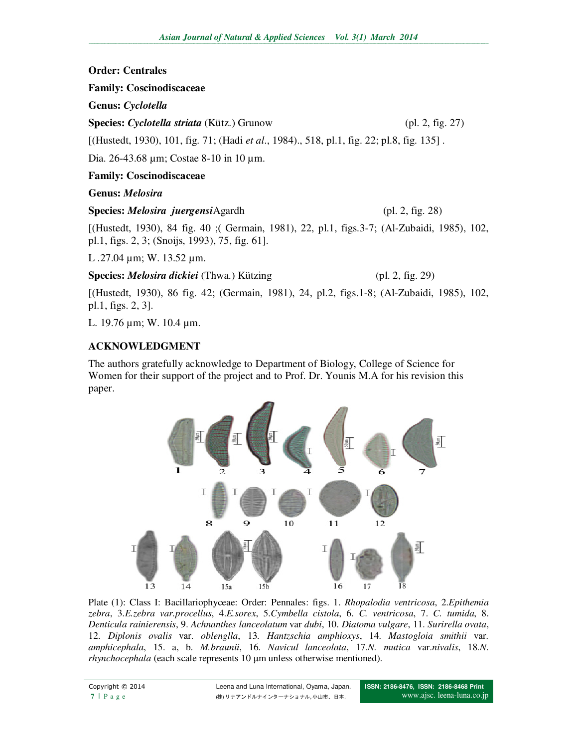**Order: Centrales**

**Family: Coscinodiscaceae**

**Genus: *Cyclotella***

**Species: *Cyclotella striata*** (Kütz.) Grunow (pl. 2, fig. 27)

[(Hustedt, 1930), 101, fig. 71; (Hadi *et al*., 1984)., 518, pl.1, fig. 22; pl.8, fig. 135] .

Dia. 26-43.68 µm; Costae 8-10 in 10 µm.

**Family: Coscinodiscaceae**

**Genus: *Melosira***

**Species: *Melosira juergensi*** Agardh (pl. 2, fig. 28)

[(Hustedt, 1930), 84 fig. 40 ;( Germain, 1981), 22, pl.1, figs.3-7; (Al-Zubaidi, 1985), 102, pl.1, figs. 2, 3; (Snoijs, 1993), 75, fig. 61].

L .27.04 µm; W. 13.52 µm.

**Species: *Melosira dickiei*** (Thwa.) Kützing (pl. 2, fig. 29)

[(Hustedt, 1930), 86 fig. 42; (Germain, 1981), 24, pl.2, figs.1-8; (Al-Zubaidi, 1985), 102, pl.1, figs. 2, 3].

L. 19.76 µm; W. 10.4 µm.

## ACKNOWLEDGMENT

The authors gratefully acknowledge to Department of Biology, College of Science for Women for their support of the project and to Prof. Dr. Younis M.A for his revision this paper.

Plate (1): Class I: Bacillariophyceae: Order: Pennales: figs. 1. *Rhopalodia ventricosa*, 2.*Epithemia zebra*, 3.*E.zebra var.procellus*, 4.*E.sorex*, 5.*Cymbella cistola*, 6. *C. ventricosa*, 7. *C. tumida*, 8. *Denticula rainierensis*, 9. *Achnanthes lanceolatum* var *dubi*, 10. *Diatoma vulgare*, 11. *Surirella ovata*, 12. *Diplonis ovalis* var. *oblenglla*, 13. *Hantzschia amphioxys*, 14. *Mastogloia smithii* var. *amphicephala*, 15. a, b. *M.braunii*, 16. *Navicul lanceolata*, 17.*N. mutica* var.*nivalis*, 18.*N. rhynchocephala* (each scale represents 10 µm unless otherwise mentioned).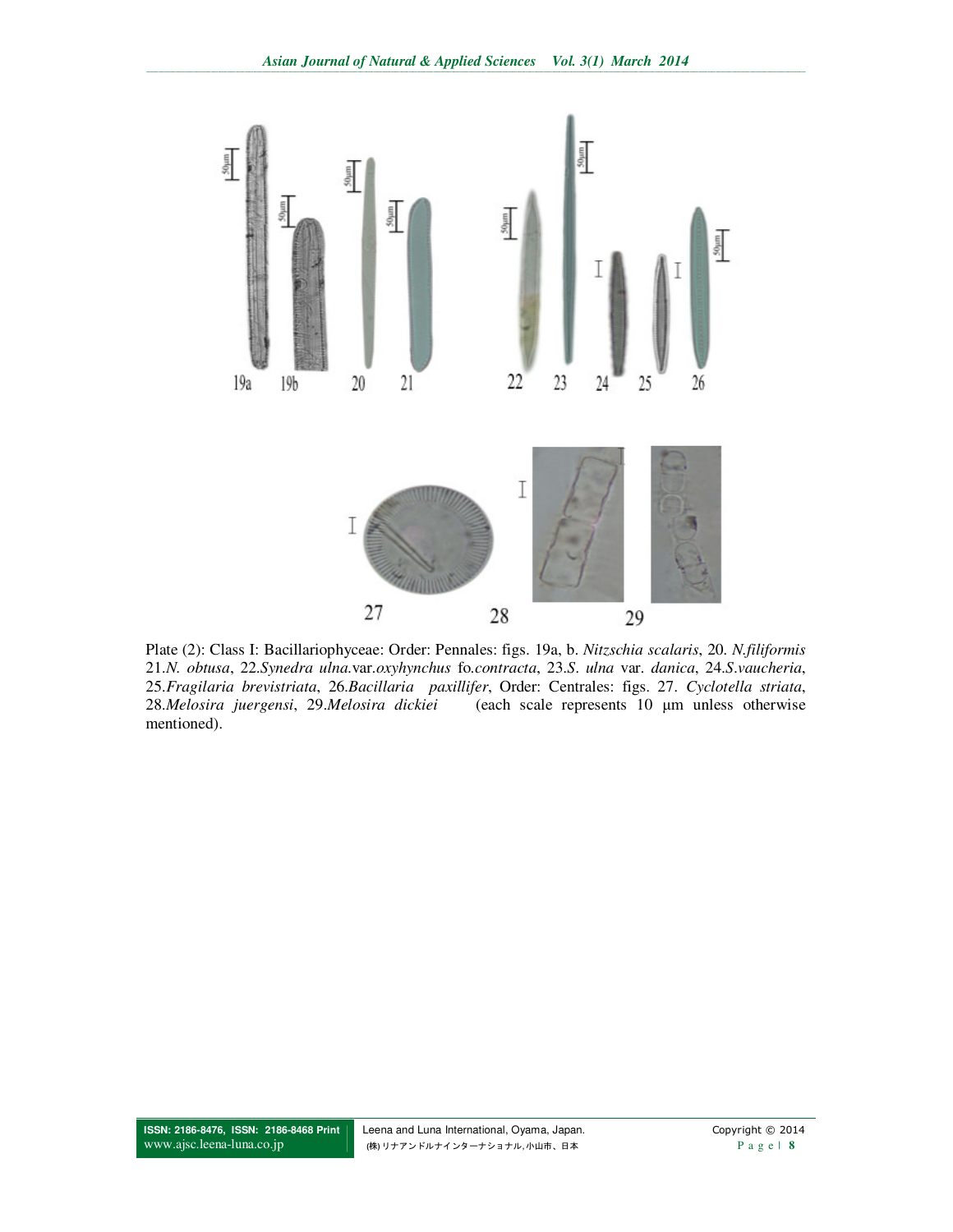Plate (2): Class I: Bacillariophyceae: Order: Pennales: figs. 19a, b. *Nitzschia scalaris*, 20. *N.filiformis* 21.*N. obtusa*, 22.*Synedra ulna.*var.*oxyhynchus* fo.*contracta*, 23.*S. ulna* var. *danica*, 24.*S.vaucheria*, 25.*Fragilaria brevistriata*, 26.*Bacillaria paxillifer*, Order: Centrales: figs. 27. *Cyclotella striata*, 28.*Melosira juergensi*, 29.*Melosira dickiei* (each scale represents 10 µm unless otherwise mentioned).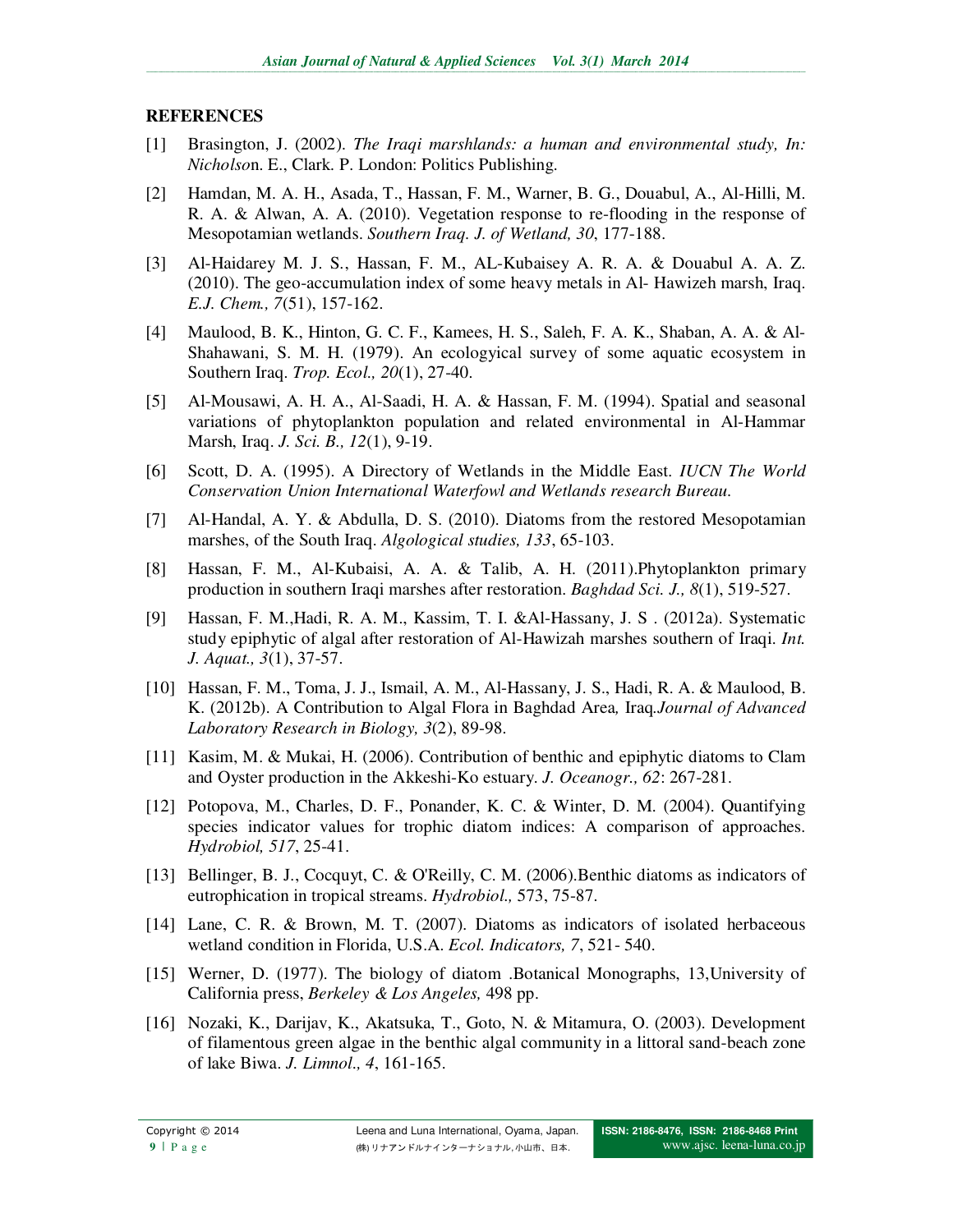## REFERENCES

[1] Brasington, J. (2002). *The Iraqi marshlands: a human and environmental study, In: Nicholso*n. E., Clark. P. London: Politics Publishing.

[2] Hamdan, M. A. H., Asada, T., Hassan, F. M., Warner, B. G., Douabul, A., Al-Hilli, M. R. A. & Alwan, A. A. (2010). Vegetation response to re-flooding in the response of Mesopotamian wetlands. *Southern Iraq. J. of Wetland, 30*, 177-188.

[3] Al-Haidarey M. J. S., Hassan, F. M., AL-Kubaisey A. R. A. & Douabul A. A. Z. (2010). The geo-accumulation index of some heavy metals in Al- Hawizeh marsh, Iraq. *E.J. Chem., 7*(51), 157-162.

[4] Maulood, B. K., Hinton, G. C. F., Kamees, H. S., Saleh, F. A. K., Shaban, A. A. & Al-Shahawani, S. M. H. (1979). An ecologyical survey of some aquatic ecosystem in Southern Iraq. *Trop. Ecol., 20*(1), 27-40.

[5] Al-Mousawi, A. H. A., Al-Saadi, H. A. & Hassan, F. M. (1994). Spatial and seasonal variations of phytoplankton population and related environmental in Al-Hammar Marsh, Iraq. *J. Sci. B., 12*(1), 9-19.

[6] Scott, D. A. (1995). A Directory of Wetlands in the Middle East. *IUCN The World Conservation Union International Waterfowl and Wetlands research Bureau.*

[7] Al-Handal, A. Y. & Abdulla, D. S. (2010). Diatoms from the restored Mesopotamian marshes, of the South Iraq. *Algological studies, 133*, 65-103.

[8] Hassan, F. M., Al-Kubaisi, A. A. & Talib, A. H. (2011).Phytoplankton primary production in southern Iraqi marshes after restoration. *Baghdad Sci. J., 8*(1), 519-527.

[9] Hassan, F. M.,Hadi, R. A. M., Kassim, T. I. &Al-Hassany, J. S . (2012a). Systematic study epiphytic of algal after restoration of Al-Hawizah marshes southern of Iraqi. *Int. J. Aquat., 3*(1), 37-57.

[10] Hassan, F. M., Toma, J. J., Ismail, A. M., Al-Hassany, J. S., Hadi, R. A. & Maulood, B. K. (2012b). A Contribution to Algal Flora in Baghdad Area*,* Iraq.*Journal of Advanced Laboratory Research in Biology, 3*(2), 89-98.

[11] Kasim, M. & Mukai, H. (2006). Contribution of benthic and epiphytic diatoms to Clam and Oyster production in the Akkeshi-Ko estuary. *J. Oceanogr., 62*: 267-281.

[12] Potopova, M., Charles, D. F., Ponander, K. C. & Winter, D. M. (2004). Quantifying species indicator values for trophic diatom indices: A comparison of approaches. *Hydrobiol, 517*, 25-41.

[13] Bellinger, B. J., Cocquyt, C. & O'Reilly, C. M. (2006).Benthic diatoms as indicators of eutrophication in tropical streams. *Hydrobiol.,* 573, 75-87.

[14] Lane, C. R. & Brown, M. T. (2007). Diatoms as indicators of isolated herbaceous wetland condition in Florida, U.S.A. *Ecol. Indicators, 7*, 521- 540.

[15] Werner, D. (1977). The biology of diatom .Botanical Monographs, 13,University of California press, *Berkeley & Los Angeles,* 498 pp.

[16] Nozaki, K., Darijav, K., Akatsuka, T., Goto, N. & Mitamura, O. (2003). Development of filamentous green algae in the benthic algal community in a littoral sand-beach zone of lake Biwa. *J. Limnol., 4*, 161-165.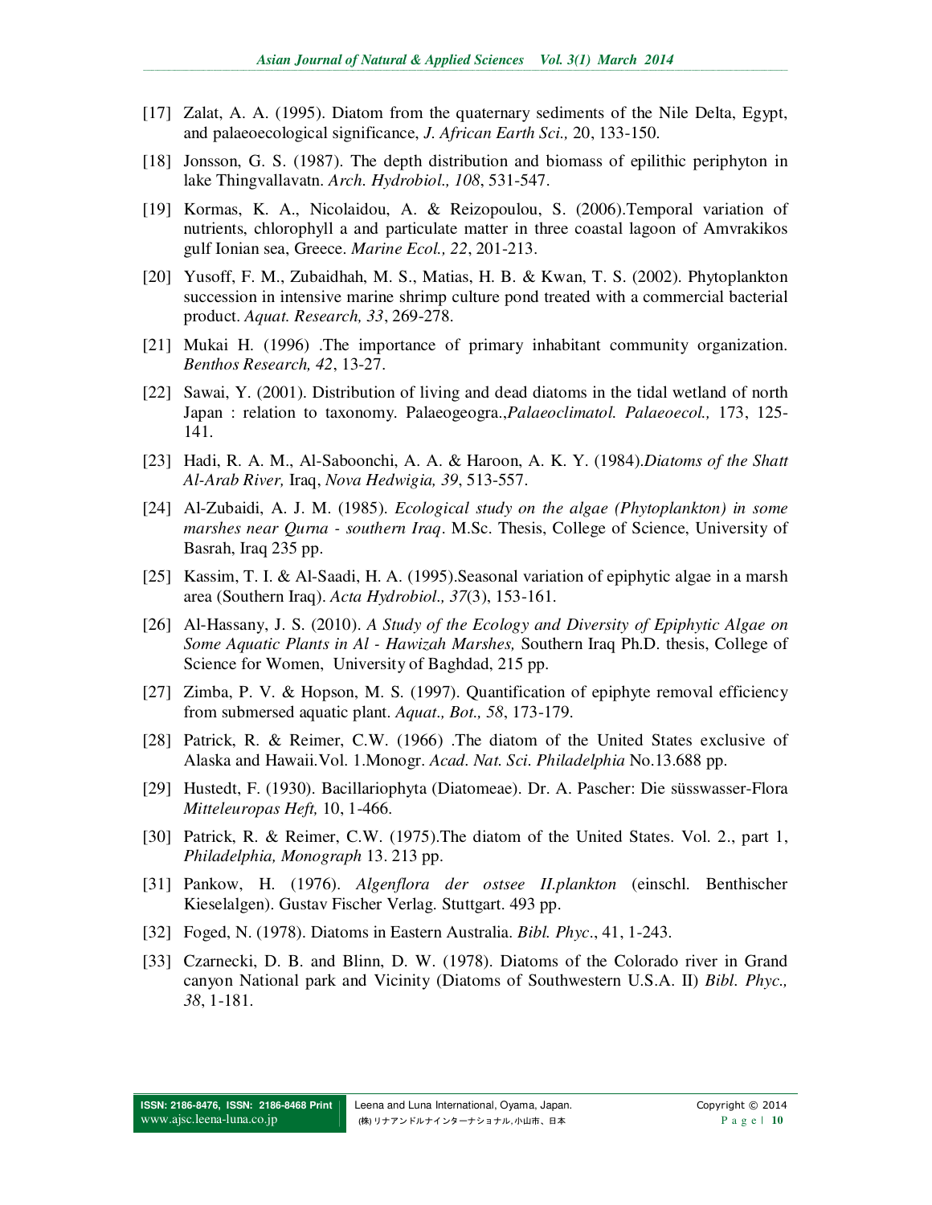[17] Zalat, A. A. (1995). Diatom from the quaternary sediments of the Nile Delta, Egypt, and palaeoecological significance, *J. African Earth Sci.,* 20, 133-150.

[18] Jonsson, G. S. (1987). The depth distribution and biomass of epilithic periphyton in lake Thingvallavatn. *Arch. Hydrobiol., 108*, 531-547.

[19] Kormas, K. A., Nicolaidou, A. & Reizopoulou, S. (2006).Temporal variation of nutrients, chlorophyll a and particulate matter in three coastal lagoon of Amvrakikos gulf Ionian sea, Greece. *Marine Ecol., 22*, 201-213.

[20] Yusoff, F. M., Zubaidhah, M. S., Matias, H. B. & Kwan, T. S. (2002). Phytoplankton succession in intensive marine shrimp culture pond treated with a commercial bacterial product. *Aquat. Research, 33*, 269-278.

[21] Mukai H. (1996) .The importance of primary inhabitant community organization. *Benthos Research, 42*, 13-27.

[22] Sawai, Y. (2001). Distribution of living and dead diatoms in the tidal wetland of north Japan : relation to taxonomy. Palaeogeogra.,*Palaeoclimatol. Palaeoecol.,* 173, 125-141.

[23] Hadi, R. A. M., Al-Saboonchi, A. A. & Haroon, A. K. Y. (1984).*Diatoms of the Shatt Al-Arab River,* Iraq, *Nova Hedwigia, 39*, 513-557.

[24] Al-Zubaidi, A. J. M. (1985). *Ecological study on the algae (Phytoplankton) in some marshes near Qurna - southern Iraq*. M.Sc. Thesis, College of Science, University of Basrah, Iraq 235 pp.

[25] Kassim, T. I. & Al-Saadi, H. A. (1995).Seasonal variation of epiphytic algae in a marsh area (Southern Iraq). *Acta Hydrobiol., 37*(3), 153-161.

[26] Al-Hassany, J. S. (2010). *A Study of the Ecology and Diversity of Epiphytic Algae on Some Aquatic Plants in Al - Hawizah Marshes,* Southern Iraq Ph.D. thesis, College of Science for Women, University of Baghdad, 215 pp.

[27] Zimba, P. V. & Hopson, M. S. (1997). Quantification of epiphyte removal efficiency from submersed aquatic plant. *Aquat., Bot., 58*, 173-179.

[28] Patrick, R. & Reimer, C.W. (1966) .The diatom of the United States exclusive of Alaska and Hawaii.Vol. 1.Monogr. *Acad. Nat. Sci. Philadelphia* No.13.688 pp.

[29] Hustedt, F. (1930). Bacillariophyta (Diatomeae). Dr. A. Pascher: Die süsswasser-Flora *Mitteleuropas Heft,* 10, 1-466.

[30] Patrick, R. & Reimer, C.W. (1975).The diatom of the United States. Vol. 2., part 1, *Philadelphia, Monograph* 13. 213 pp.

[31] Pankow, H. (1976). *Algenflora der ostsee II.plankton* (einschl. Benthischer Kieselalgen). Gustav Fischer Verlag. Stuttgart. 493 pp.

[32] Foged, N. (1978). Diatoms in Eastern Australia. *Bibl. Phyc*., 41, 1-243.

[33] Czarnecki, D. B. and Blinn, D. W. (1978). Diatoms of the Colorado river in Grand canyon National park and Vicinity (Diatoms of Southwestern U.S.A. II) *Bibl. Phyc., 38*, 1-181.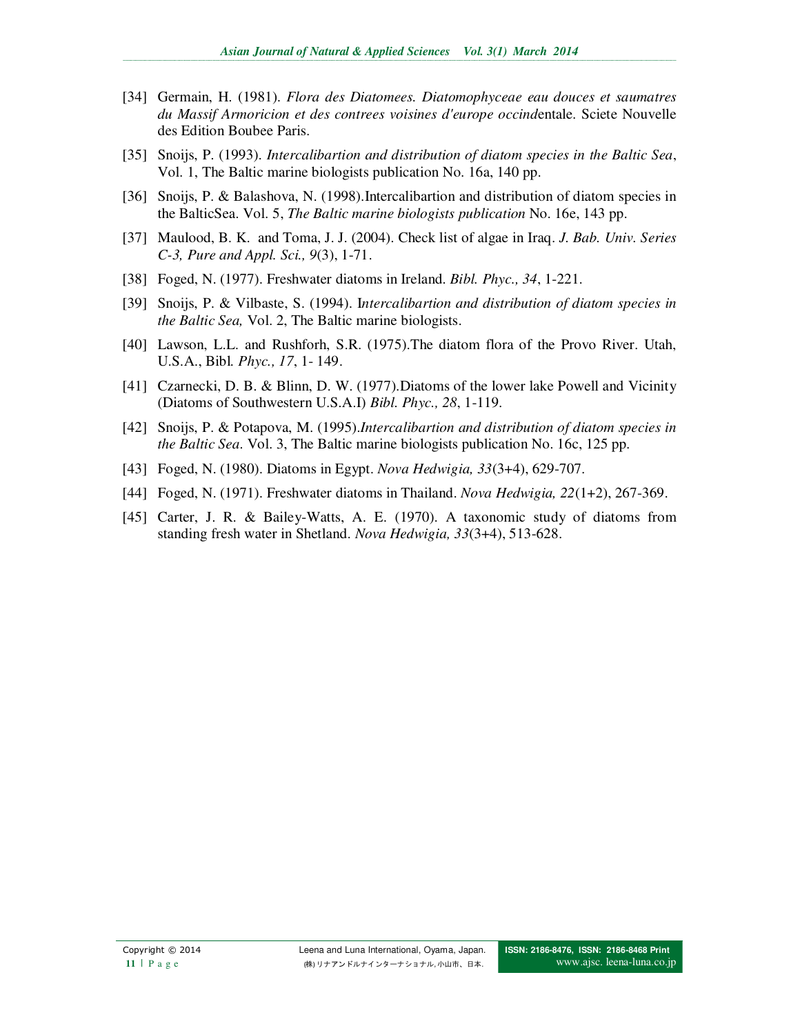[34] Germain, H. (1981). *Flora des Diatomees. Diatomophyceae eau douces et saumatres du Massif Armoricion et des contrees voisines d'europe occind*entale. Sciete Nouvelle des Edition Boubee Paris.

[35] Snoijs, P. (1993). *Intercalibartion and distribution of diatom species in the Baltic Sea*, Vol. 1, The Baltic marine biologists publication No. 16a, 140 pp.

[36] Snoijs, P. & Balashova, N. (1998).Intercalibartion and distribution of diatom species in the BalticSea. Vol. 5, *The Baltic marine biologists publication* No. 16e, 143 pp.

[37] Maulood, B. K. and Toma, J. J. (2004). Check list of algae in Iraq. *J. Bab. Univ. Series C-3, Pure and Appl. Sci., 9*(3), 1-71.

[38] Foged, N. (1977). Freshwater diatoms in Ireland. *Bibl. Phyc., 34*, 1-221.

[39] Snoijs, P. & Vilbaste, S. (1994). I*ntercalibartion and distribution of diatom species in the Baltic Sea,* Vol. 2, The Baltic marine biologists.

[40] Lawson, L.L. and Rushforh, S.R. (1975).The diatom flora of the Provo River. Utah, U.S.A., Bibl. *Phyc., 17*, 1- 149.

[41] Czarnecki, D. B. & Blinn, D. W. (1977).Diatoms of the lower lake Powell and Vicinity (Diatoms of Southwestern U.S.A.I) *Bibl. Phyc., 28*, 1-119.

[42] Snoijs, P. & Potapova, M. (1995).*Intercalibartion and distribution of diatom species in the Baltic Sea*. Vol. 3, The Baltic marine biologists publication No. 16c, 125 pp.

[43] Foged, N. (1980). Diatoms in Egypt. *Nova Hedwigia, 33*(3+4), 629-707.

[44] Foged, N. (1971). Freshwater diatoms in Thailand. *Nova Hedwigia, 22*(1+2), 267-369.

[45] Carter, J. R. & Bailey-Watts, A. E. (1970). A taxonomic study of diatoms from standing fresh water in Shetland. *Nova Hedwigia, 33*(3+4), 513-628.